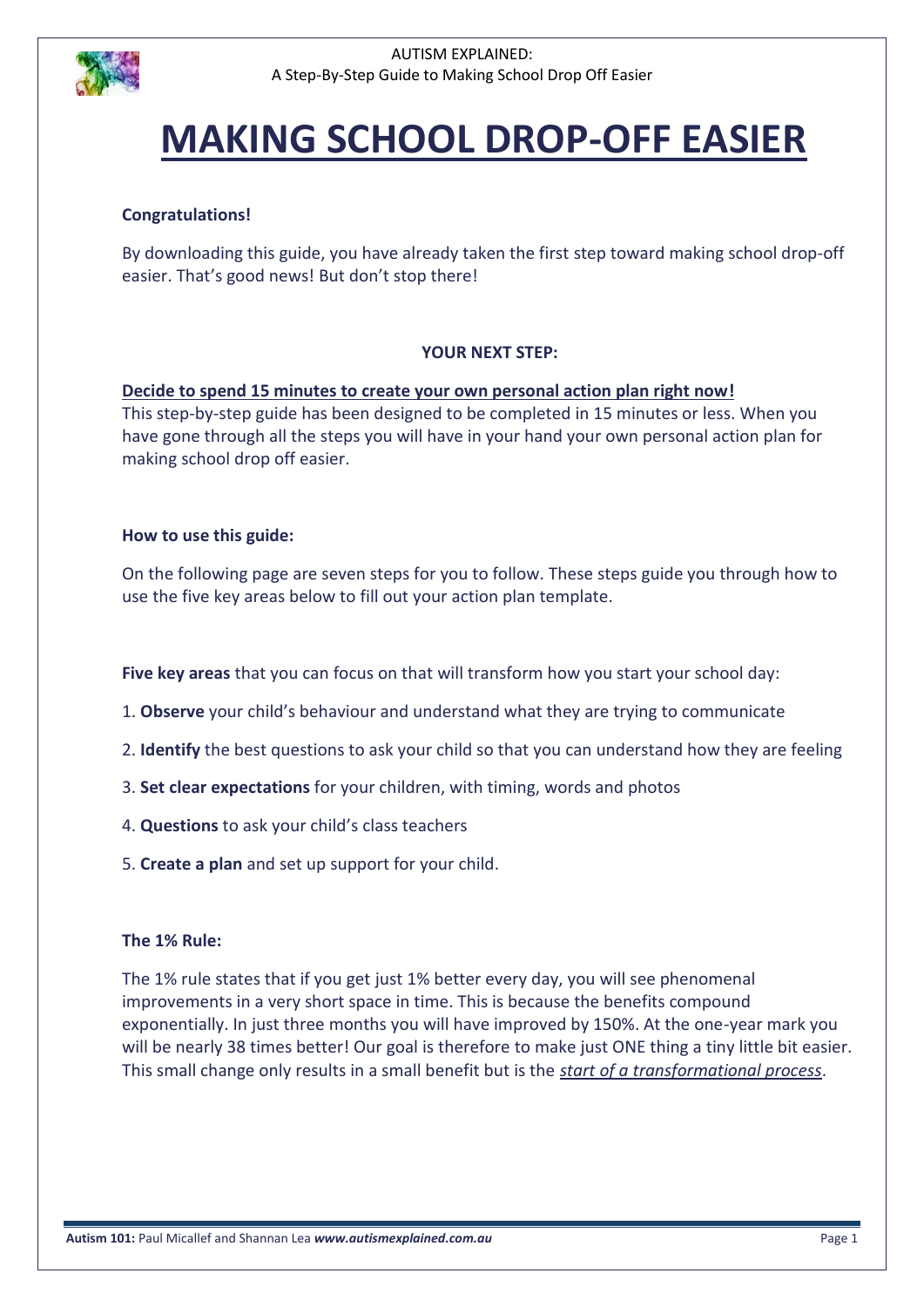# MAKING SCHOOL DROP-OFF EASIER

**Congratulations!**

By downloading this guide, you have already taken the first step toward making school drop-off easier. That's good news! But don't stop there!

**YOUR NEXT STEP:**

**Decide to spend 15 minutes to create your own personal action plan right now!**
This step-by-step guide has been designed to be completed in 15 minutes or less. When you have gone through all the steps you will have in your hand your own personal action plan for making school drop off easier.

**How to use this guide:**

On the following page are seven steps for you to follow. These steps guide you through how to use the five key areas below to fill out your action plan template.

**Five key areas** that you can focus on that will transform how you start your school day:

1. **Observe** your child's behaviour and understand what they are trying to communicate
2. **Identify** the best questions to ask your child so that you can understand how they are feeling
3. **Set clear expectations** for your children, with timing, words and photos
4. **Questions** to ask your child's class teachers
5. **Create a plan** and set up support for your child.

**The 1% Rule:**

The 1% rule states that if you get just 1% better every day, you will see phenomenal improvements in a very short space in time. This is because the benefits compound exponentially. In just three months you will have improved by 150%. At the one-year mark you will be nearly 38 times better! Our goal is therefore to make just ONE thing a tiny little bit easier. This small change only results in a small benefit but is the *start of a transformational process*.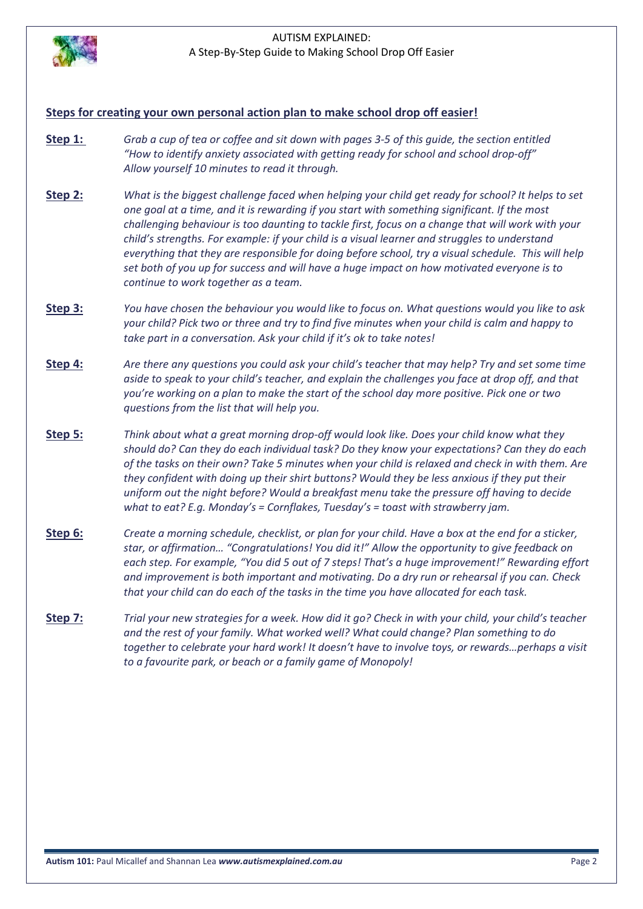## Steps for creating your own personal action plan to make school drop off easier!

**Step 1:** *Grab a cup of tea or coffee and sit down with pages 3-5 of this guide, the section entitled "How to identify anxiety associated with getting ready for school and school drop-off" Allow yourself 10 minutes to read it through.*

**Step 2:** *What is the biggest challenge faced when helping your child get ready for school? It helps to set one goal at a time, and it is rewarding if you start with something significant. If the most challenging behaviour is too daunting to tackle first, focus on a change that will work with your child's strengths. For example: if your child is a visual learner and struggles to understand everything that they are responsible for doing before school, try a visual schedule. This will help set both of you up for success and will have a huge impact on how motivated everyone is to continue to work together as a team.*

**Step 3:** *You have chosen the behaviour you would like to focus on. What questions would you like to ask your child? Pick two or three and try to find five minutes when your child is calm and happy to take part in a conversation. Ask your child if it's ok to take notes!*

**Step 4:** *Are there any questions you could ask your child's teacher that may help? Try and set some time aside to speak to your child's teacher, and explain the challenges you face at drop off, and that you're working on a plan to make the start of the school day more positive. Pick one or two questions from the list that will help you.*

**Step 5:** *Think about what a great morning drop-off would look like. Does your child know what they should do? Can they do each individual task? Do they know your expectations? Can they do each of the tasks on their own? Take 5 minutes when your child is relaxed and check in with them. Are they confident with doing up their shirt buttons? Would they be less anxious if they put their uniform out the night before? Would a breakfast menu take the pressure off having to decide what to eat? E.g. Monday's = Cornflakes, Tuesday's = toast with strawberry jam.*

**Step 6:** *Create a morning schedule, checklist, or plan for your child. Have a box at the end for a sticker, star, or affirmation… "Congratulations! You did it!" Allow the opportunity to give feedback on each step. For example, "You did 5 out of 7 steps! That's a huge improvement!" Rewarding effort and improvement is both important and motivating. Do a dry run or rehearsal if you can. Check that your child can do each of the tasks in the time you have allocated for each task.*

**Step 7:** *Trial your new strategies for a week. How did it go? Check in with your child, your child's teacher and the rest of your family. What worked well? What could change? Plan something to do together to celebrate your hard work! It doesn't have to involve toys, or rewards…perhaps a visit to a favourite park, or beach or a family game of Monopoly!*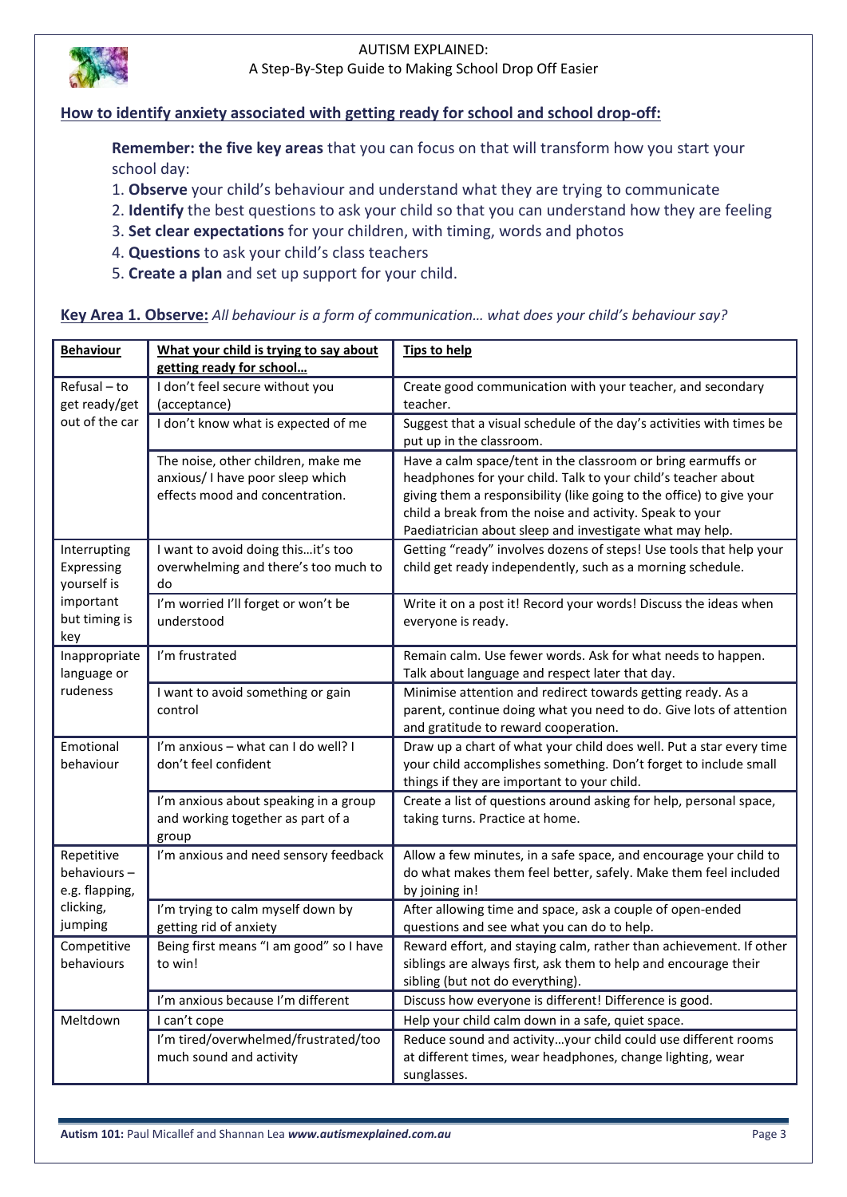## How to identify anxiety associated with getting ready for school and school drop-off:

**Remember: the five key areas** that you can focus on that will transform how you start your school day:

1. **Observe** your child's behaviour and understand what they are trying to communicate
2. **Identify** the best questions to ask your child so that you can understand how they are feeling
3. **Set clear expectations** for your children, with timing, words and photos
4. **Questions** to ask your child's class teachers
5. **Create a plan** and set up support for your child.

**Key Area 1. Observe:** *All behaviour is a form of communication… what does your child's behaviour say?*

| Behaviour | What your child is trying to say about getting ready for school… | Tips to help |
|---|---|---|
| Refusal – to get ready/get out of the car | I don't feel secure without you (acceptance) | Create good communication with your teacher, and secondary teacher. |
| | I don't know what is expected of me | Suggest that a visual schedule of the day's activities with times be put up in the classroom. |
| | The noise, other children, make me anxious/ I have poor sleep which effects mood and concentration. | Have a calm space/tent in the classroom or bring earmuffs or headphones for your child. Talk to your child's teacher about giving them a responsibility (like going to the office) to give your child a break from the noise and activity. Speak to your Paediatrician about sleep and investigate what may help. |
| Interrupting Expressing yourself is important but timing is key | I want to avoid doing this…it's too overwhelming and there's too much to do | Getting "ready" involves dozens of steps! Use tools that help your child get ready independently, such as a morning schedule. |
| | I'm worried I'll forget or won't be understood | Write it on a post it! Record your words! Discuss the ideas when everyone is ready. |
| Inappropriate language or rudeness | I'm frustrated | Remain calm. Use fewer words. Ask for what needs to happen. Talk about language and respect later that day. |
| | I want to avoid something or gain control | Minimise attention and redirect towards getting ready. As a parent, continue doing what you need to do. Give lots of attention and gratitude to reward cooperation. |
| Emotional behaviour | I'm anxious – what can I do well? I don't feel confident | Draw up a chart of what your child does well. Put a star every time your child accomplishes something. Don't forget to include small things if they are important to your child. |
| | I'm anxious about speaking in a group and working together as part of a group | Create a list of questions around asking for help, personal space, taking turns. Practice at home. |
| Repetitive behaviours – e.g. flapping, clicking, jumping | I'm anxious and need sensory feedback | Allow a few minutes, in a safe space, and encourage your child to do what makes them feel better, safely. Make them feel included by joining in! |
| | I'm trying to calm myself down by getting rid of anxiety | After allowing time and space, ask a couple of open-ended questions and see what you can do to help. |
| Competitive behaviours | Being first means "I am good" so I have to win! | Reward effort, and staying calm, rather than achievement. If other siblings are always first, ask them to help and encourage their sibling (but not do everything). |
| | I'm anxious because I'm different | Discuss how everyone is different! Difference is good. |
| Meltdown | I can't cope | Help your child calm down in a safe, quiet space. |
| | I'm tired/overwhelmed/frustrated/too much sound and activity | Reduce sound and activity…your child could use different rooms at different times, wear headphones, change lighting, wear sunglasses. |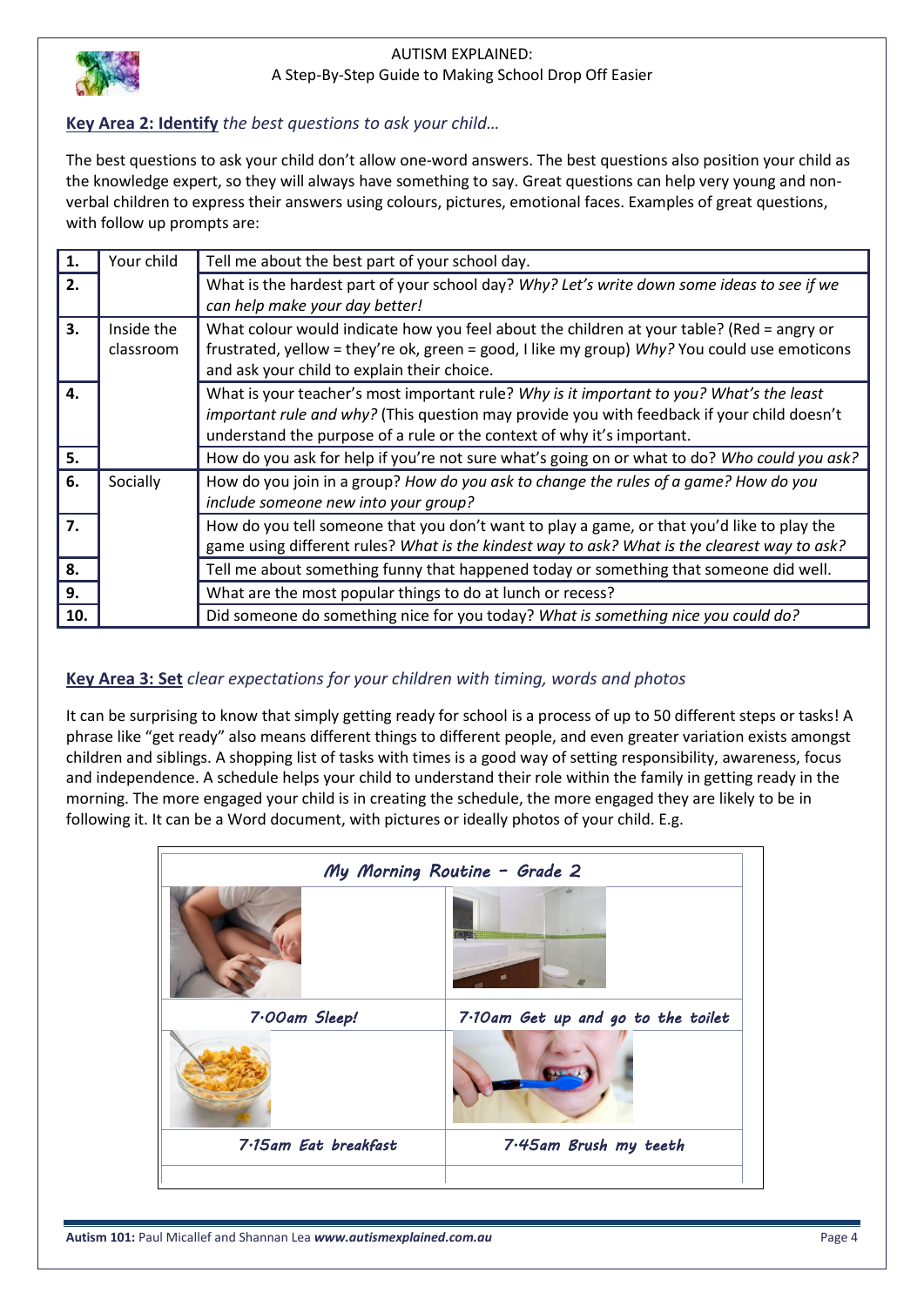**Key Area 2: Identify** *the best questions to ask your child…*

The best questions to ask your child don't allow one-word answers. The best questions also position your child as the knowledge expert, so they will always have something to say. Great questions can help very young and non-verbal children to express their answers using colours, pictures, emotional faces. Examples of great questions, with follow up prompts are:

| | | |
|---|---|---|
| **1.** | Your child | Tell me about the best part of your school day. |
| **2.** | | What is the hardest part of your school day? *Why? Let's write down some ideas to see if we can help make your day better!* |
| **3.** | Inside the classroom | What colour would indicate how you feel about the children at your table? (Red = angry or frustrated, yellow = they're ok, green = good, I like my group) *Why?* You could use emoticons and ask your child to explain their choice. |
| **4.** | | What is your teacher's most important rule? *Why is it important to you? What's the least important rule and why?* (This question may provide you with feedback if your child doesn't understand the purpose of a rule or the context of why it's important. |
| **5.** | | How do you ask for help if you're not sure what's going on or what to do? *Who could you ask?* |
| **6.** | Socially | How do you join in a group? *How do you ask to change the rules of a game? How do you include someone new into your group?* |
| **7.** | | How do you tell someone that you don't want to play a game, or that you'd like to play the game using different rules? *What is the kindest way to ask? What is the clearest way to ask?* |
| **8.** | | Tell me about something funny that happened today or something that someone did well. |
| **9.** | | What are the most popular things to do at lunch or recess? |
| **10.** | | Did someone do something nice for you today? *What is something nice you could do?* |

**Key Area 3: Set** *clear expectations for your children with timing, words and photos*

It can be surprising to know that simply getting ready for school is a process of up to 50 different steps or tasks! A phrase like "get ready" also means different things to different people, and even greater variation exists amongst children and siblings. A shopping list of tasks with times is a good way of setting responsibility, awareness, focus and independence. A schedule helps your child to understand their role within the family in getting ready in the morning. The more engaged your child is in creating the schedule, the more engaged they are likely to be in following it. It can be a Word document, with pictures or ideally photos of your child. E.g.

| *My Morning Routine – Grade 2* | |
|---|---|
| *7.00am Sleep!* | *7.10am Get up and go to the toilet* |
| *7.15am Eat breakfast* | *7.45am Brush my teeth* |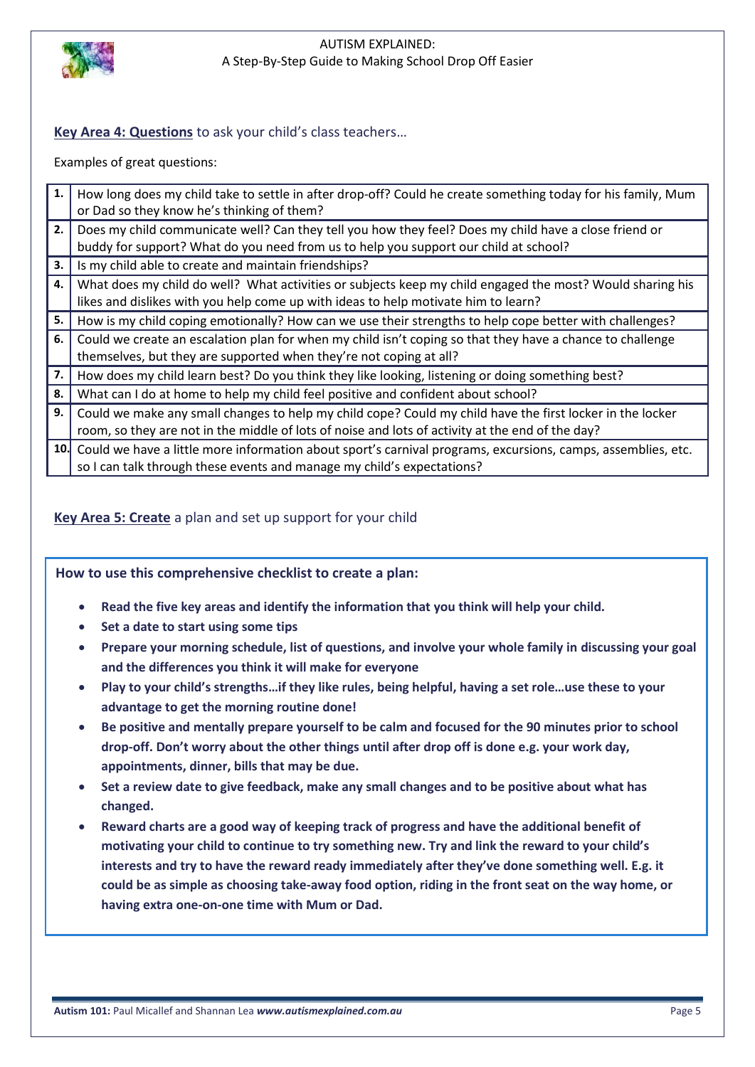**Key Area 4: Questions** to ask your child's class teachers…

Examples of great questions:

| | |
|---|---|
| 1. | How long does my child take to settle in after drop-off? Could he create something today for his family, Mum or Dad so they know he's thinking of them? |
| 2. | Does my child communicate well? Can they tell you how they feel? Does my child have a close friend or buddy for support? What do you need from us to help you support our child at school? |
| 3. | Is my child able to create and maintain friendships? |
| 4. | What does my child do well? What activities or subjects keep my child engaged the most? Would sharing his likes and dislikes with you help come up with ideas to help motivate him to learn? |
| 5. | How is my child coping emotionally? How can we use their strengths to help cope better with challenges? |
| 6. | Could we create an escalation plan for when my child isn't coping so that they have a chance to challenge themselves, but they are supported when they're not coping at all? |
| 7. | How does my child learn best? Do you think they like looking, listening or doing something best? |
| 8. | What can I do at home to help my child feel positive and confident about school? |
| 9. | Could we make any small changes to help my child cope? Could my child have the first locker in the locker room, so they are not in the middle of lots of noise and lots of activity at the end of the day? |
| 10. | Could we have a little more information about sport's carnival programs, excursions, camps, assemblies, etc. so I can talk through these events and manage my child's expectations? |

**Key Area 5: Create** a plan and set up support for your child

**How to use this comprehensive checklist to create a plan:**

- **Read the five key areas and identify the information that you think will help your child.**
- **Set a date to start using some tips**
- **Prepare your morning schedule, list of questions, and involve your whole family in discussing your goal and the differences you think it will make for everyone**
- **Play to your child's strengths…if they like rules, being helpful, having a set role…use these to your advantage to get the morning routine done!**
- **Be positive and mentally prepare yourself to be calm and focused for the 90 minutes prior to school drop-off. Don't worry about the other things until after drop off is done e.g. your work day, appointments, dinner, bills that may be due.**
- **Set a review date to give feedback, make any small changes and to be positive about what has changed.**
- **Reward charts are a good way of keeping track of progress and have the additional benefit of motivating your child to continue to try something new. Try and link the reward to your child's interests and try to have the reward ready immediately after they've done something well. E.g. it could be as simple as choosing take-away food option, riding in the front seat on the way home, or having extra one-on-one time with Mum or Dad.**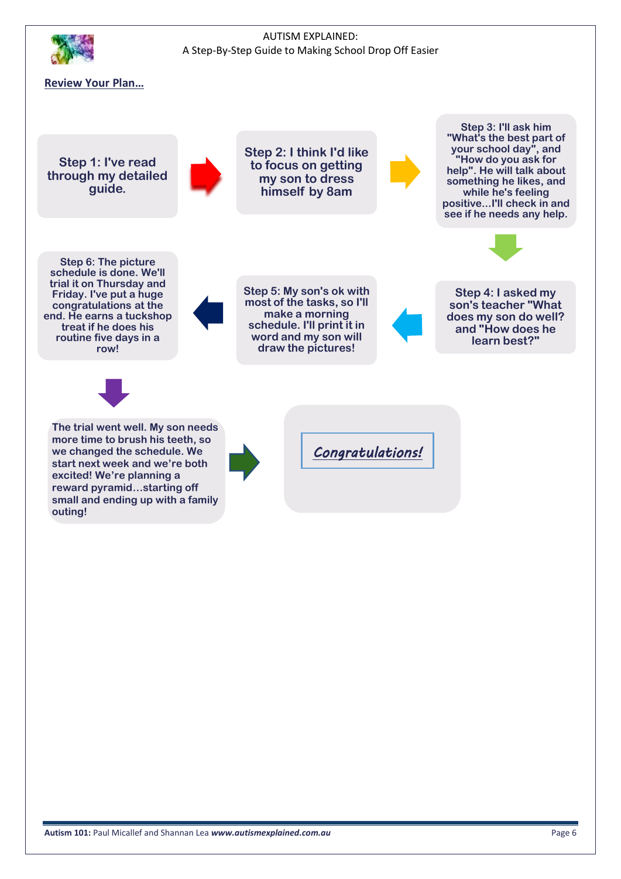**Review Your Plan…**

Step 1: I've read through my detailed guide.

Step 2: I think I'd like to focus on getting my son to dress himself by 8am

Step 3: I'll ask him "What's the best part of your school day", and "How do you ask for help". He will talk about something he likes, and while he's feeling positive...I'll check in and see if he needs any help.

Step 4: I asked my son's teacher "What does my son do well? and "How does he learn best?"

Step 5: My son's ok with most of the tasks, so I'll make a morning schedule. I'll print it in word and my son will draw the pictures!

Step 6: The picture schedule is done. We'll trial it on Thursday and Friday. I've put a huge congratulations at the end. He earns a tuckshop treat if he does his routine five days in a row!

The trial went well. My son needs more time to brush his teeth, so we changed the schedule. We start next week and we're both excited! We're planning a reward pyramid…starting off small and ending up with a family outing!

*Congratulations!*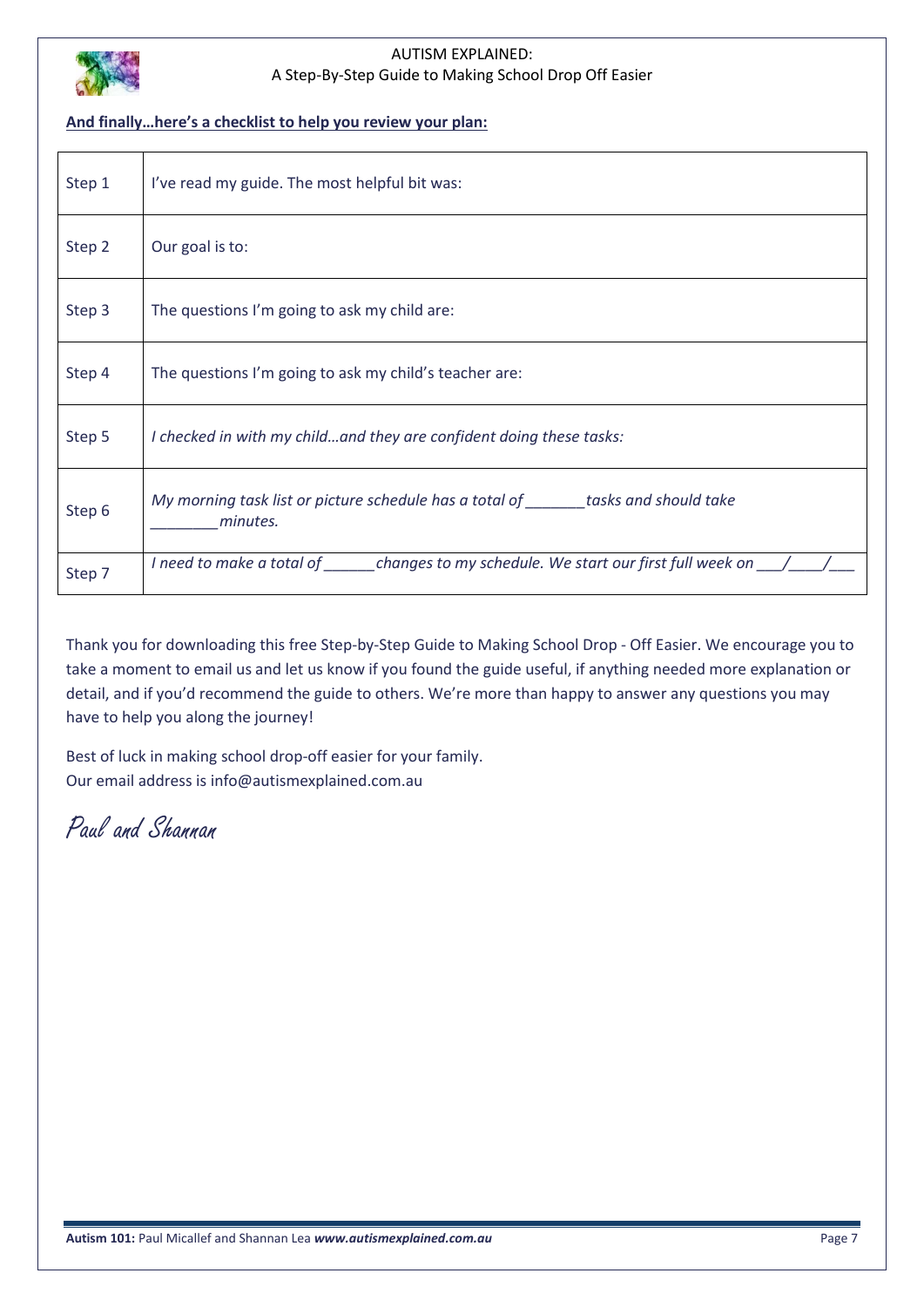**And finally…here's a checklist to help you review your plan:**

| | |
|---|---|
| Step 1 | I've read my guide. The most helpful bit was: |
| Step 2 | Our goal is to: |
| Step 3 | The questions I'm going to ask my child are: |
| Step 4 | The questions I'm going to ask my child's teacher are: |
| Step 5 | *I checked in with my child…and they are confident doing these tasks:* |
| Step 6 | *My morning task list or picture schedule has a total of _______tasks and should take ________minutes.* |
| Step 7 | *I need to make a total of ______changes to my schedule. We start our first full week on ___/____/___* |

Thank you for downloading this free Step-by-Step Guide to Making School Drop - Off Easier. We encourage you to take a moment to email us and let us know if you found the guide useful, if anything needed more explanation or detail, and if you'd recommend the guide to others. We're more than happy to answer any questions you may have to help you along the journey!

Best of luck in making school drop-off easier for your family.
Our email address is info@autismexplained.com.au

Paul and Shannan